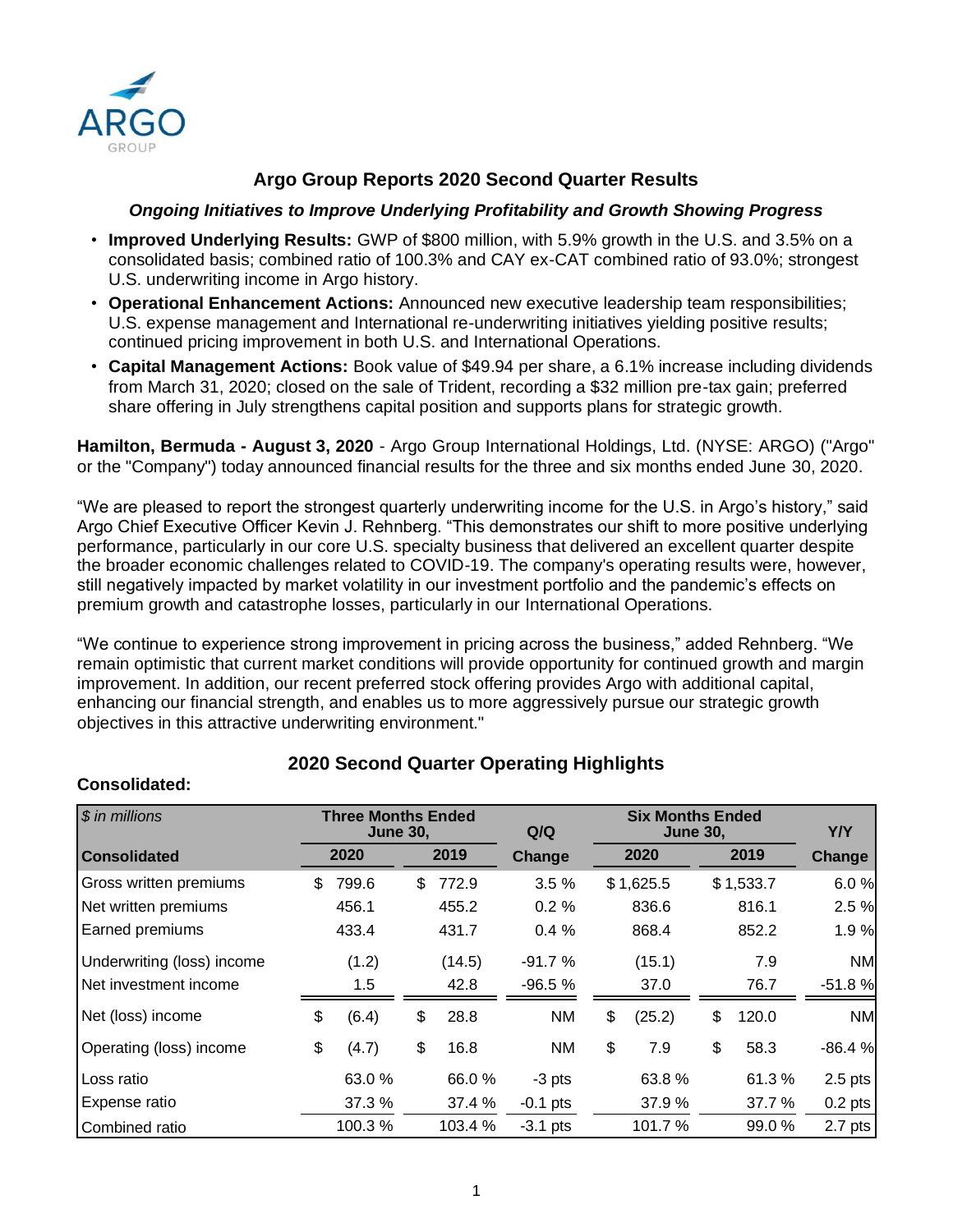# Argo Group Reports 2020 Second Quarter Results

***Ongoing Initiatives to Improve Underlying Profitability and Growth Showing Progress***

- **Improved Underlying Results:** GWP of $800 million, with 5.9% growth in the U.S. and 3.5% on a consolidated basis; combined ratio of 100.3% and CAY ex-CAT combined ratio of 93.0%; strongest U.S. underwriting income in Argo history.
- **Operational Enhancement Actions:** Announced new executive leadership team responsibilities; U.S. expense management and International re-underwriting initiatives yielding positive results; continued pricing improvement in both U.S. and International Operations.
- **Capital Management Actions:** Book value of $49.94 per share, a 6.1% increase including dividends from March 31, 2020; closed on the sale of Trident, recording a $32 million pre-tax gain; preferred share offering in July strengthens capital position and supports plans for strategic growth.

**Hamilton, Bermuda - August 3, 2020** - Argo Group International Holdings, Ltd. (NYSE: ARGO) ("Argo" or the "Company") today announced financial results for the three and six months ended June 30, 2020.

"We are pleased to report the strongest quarterly underwriting income for the U.S. in Argo's history," said Argo Chief Executive Officer Kevin J. Rehnberg. "This demonstrates our shift to more positive underlying performance, particularly in our core U.S. specialty business that delivered an excellent quarter despite the broader economic challenges related to COVID-19. The company's operating results were, however, still negatively impacted by market volatility in our investment portfolio and the pandemic's effects on premium growth and catastrophe losses, particularly in our International Operations.

"We continue to experience strong improvement in pricing across the business," added Rehnberg. "We remain optimistic that current market conditions will provide opportunity for continued growth and margin improvement. In addition, our recent preferred stock offering provides Argo with additional capital, enhancing our financial strength, and enables us to more aggressively pursue our strategic growth objectives in this attractive underwriting environment."

## 2020 Second Quarter Operating Highlights

**Consolidated:**

| *$ in millions* | Three Months Ended June 30, | | Q/Q | Six Months Ended June 30, | | Y/Y |
|---|---|---|---|---|---|---|
| **Consolidated** | **2020** | **2019** | **Change** | **2020** | **2019** | **Change** |
| Gross written premiums | $ 799.6 | $ 772.9 | 3.5 % | $ 1,625.5 | $ 1,533.7 | 6.0 % |
| Net written premiums | 456.1 | 455.2 | 0.2 % | 836.6 | 816.1 | 2.5 % |
| Earned premiums | 433.4 | 431.7 | 0.4 % | 868.4 | 852.2 | 1.9 % |
| Underwriting (loss) income | (1.2) | (14.5) | -91.7 % | (15.1) | 7.9 | NM |
| Net investment income | 1.5 | 42.8 | -96.5 % | 37.0 | 76.7 | -51.8 % |
| Net (loss) income | $ (6.4) | $ 28.8 | NM | $ (25.2) | $ 120.0 | NM |
| Operating (loss) income | $ (4.7) | $ 16.8 | NM | $ 7.9 | $ 58.3 | -86.4 % |
| Loss ratio | 63.0 % | 66.0 % | -3 pts | 63.8 % | 61.3 % | 2.5 pts |
| Expense ratio | 37.3 % | 37.4 % | -0.1 pts | 37.9 % | 37.7 % | 0.2 pts |
| Combined ratio | 100.3 % | 103.4 % | -3.1 pts | 101.7 % | 99.0 % | 2.7 pts |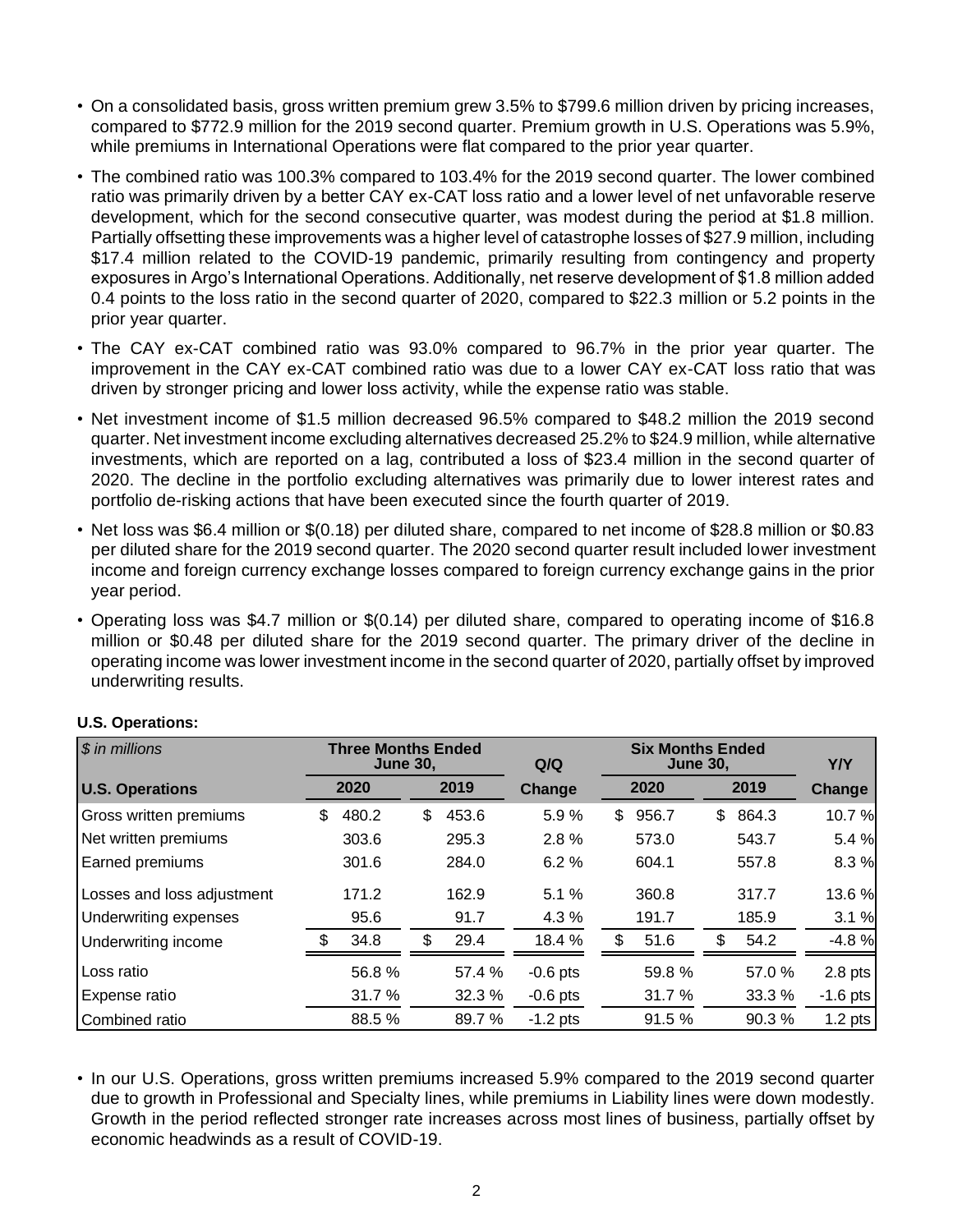- On a consolidated basis, gross written premium grew 3.5% to $799.6 million driven by pricing increases, compared to $772.9 million for the 2019 second quarter. Premium growth in U.S. Operations was 5.9%, while premiums in International Operations were flat compared to the prior year quarter.
- The combined ratio was 100.3% compared to 103.4% for the 2019 second quarter. The lower combined ratio was primarily driven by a better CAY ex-CAT loss ratio and a lower level of net unfavorable reserve development, which for the second consecutive quarter, was modest during the period at $1.8 million. Partially offsetting these improvements was a higher level of catastrophe losses of $27.9 million, including $17.4 million related to the COVID-19 pandemic, primarily resulting from contingency and property exposures in Argo's International Operations. Additionally, net reserve development of $1.8 million added 0.4 points to the loss ratio in the second quarter of 2020, compared to $22.3 million or 5.2 points in the prior year quarter.
- The CAY ex-CAT combined ratio was 93.0% compared to 96.7% in the prior year quarter. The improvement in the CAY ex-CAT combined ratio was due to a lower CAY ex-CAT loss ratio that was driven by stronger pricing and lower loss activity, while the expense ratio was stable.
- Net investment income of $1.5 million decreased 96.5% compared to $48.2 million the 2019 second quarter. Net investment income excluding alternatives decreased 25.2% to $24.9 million, while alternative investments, which are reported on a lag, contributed a loss of $23.4 million in the second quarter of 2020. The decline in the portfolio excluding alternatives was primarily due to lower interest rates and portfolio de-risking actions that have been executed since the fourth quarter of 2019.
- Net loss was $6.4 million or $(0.18) per diluted share, compared to net income of $28.8 million or $0.83 per diluted share for the 2019 second quarter. The 2020 second quarter result included lower investment income and foreign currency exchange losses compared to foreign currency exchange gains in the prior year period.
- Operating loss was $4.7 million or $(0.14) per diluted share, compared to operating income of $16.8 million or $0.48 per diluted share for the 2019 second quarter. The primary driver of the decline in operating income was lower investment income in the second quarter of 2020, partially offset by improved underwriting results.

**U.S. Operations:**

| *$ in millions* | Three Months Ended June 30, | | Q/Q | Six Months Ended June 30, | | Y/Y |
|---|---|---|---|---|---|---|
| **U.S. Operations** | **2020** | **2019** | **Change** | **2020** | **2019** | **Change** |
| Gross written premiums | $ 480.2 | $ 453.6 | 5.9 % | $ 956.7 | $ 864.3 | 10.7 % |
| Net written premiums | 303.6 | 295.3 | 2.8 % | 573.0 | 543.7 | 5.4 % |
| Earned premiums | 301.6 | 284.0 | 6.2 % | 604.1 | 557.8 | 8.3 % |
| Losses and loss adjustment | 171.2 | 162.9 | 5.1 % | 360.8 | 317.7 | 13.6 % |
| Underwriting expenses | 95.6 | 91.7 | 4.3 % | 191.7 | 185.9 | 3.1 % |
| Underwriting income | $ 34.8 | $ 29.4 | 18.4 % | $ 51.6 | $ 54.2 | -4.8 % |
| Loss ratio | 56.8 % | 57.4 % | -0.6 pts | 59.8 % | 57.0 % | 2.8 pts |
| Expense ratio | 31.7 % | 32.3 % | -0.6 pts | 31.7 % | 33.3 % | -1.6 pts |
| Combined ratio | 88.5 % | 89.7 % | -1.2 pts | 91.5 % | 90.3 % | 1.2 pts |

- In our U.S. Operations, gross written premiums increased 5.9% compared to the 2019 second quarter due to growth in Professional and Specialty lines, while premiums in Liability lines were down modestly. Growth in the period reflected stronger rate increases across most lines of business, partially offset by economic headwinds as a result of COVID-19.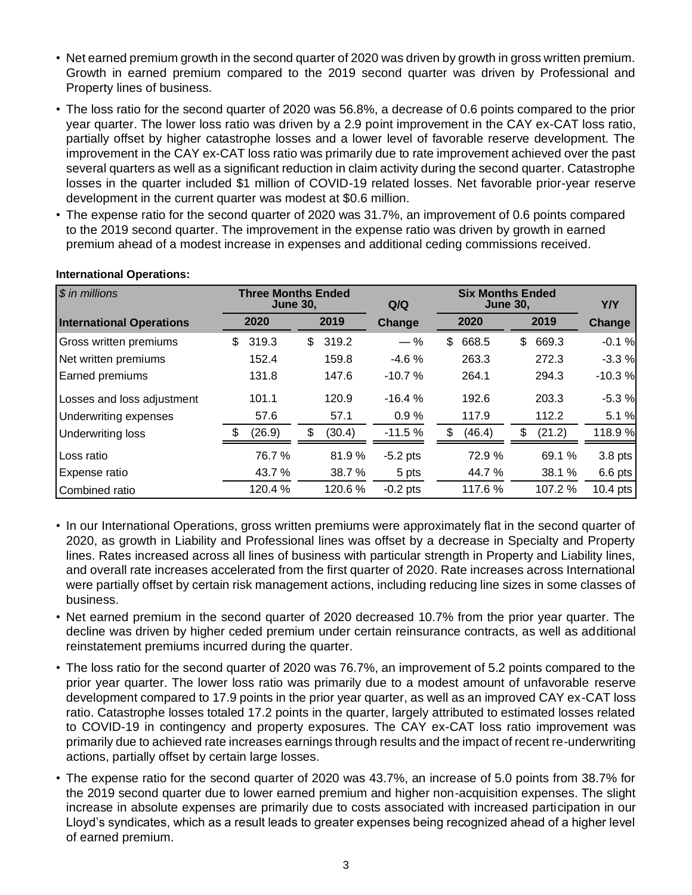- Net earned premium growth in the second quarter of 2020 was driven by growth in gross written premium. Growth in earned premium compared to the 2019 second quarter was driven by Professional and Property lines of business.
- The loss ratio for the second quarter of 2020 was 56.8%, a decrease of 0.6 points compared to the prior year quarter. The lower loss ratio was driven by a 2.9 point improvement in the CAY ex-CAT loss ratio, partially offset by higher catastrophe losses and a lower level of favorable reserve development. The improvement in the CAY ex-CAT loss ratio was primarily due to rate improvement achieved over the past several quarters as well as a significant reduction in claim activity during the second quarter. Catastrophe losses in the quarter included $1 million of COVID-19 related losses. Net favorable prior-year reserve development in the current quarter was modest at $0.6 million.
- The expense ratio for the second quarter of 2020 was 31.7%, an improvement of 0.6 points compared to the 2019 second quarter. The improvement in the expense ratio was driven by growth in earned premium ahead of a modest increase in expenses and additional ceding commissions received.

**International Operations:**

| *$ in millions* | Three Months Ended June 30, | | Q/Q | Six Months Ended June 30, | | Y/Y |
|---|---|---|---|---|---|---|
| **International Operations** | **2020** | **2019** | **Change** | **2020** | **2019** | **Change** |
| Gross written premiums | $ 319.3 | $ 319.2 | — % | $ 668.5 | $ 669.3 | -0.1 % |
| Net written premiums | 152.4 | 159.8 | -4.6 % | 263.3 | 272.3 | -3.3 % |
| Earned premiums | 131.8 | 147.6 | -10.7 % | 264.1 | 294.3 | -10.3 % |
| Losses and loss adjustment | 101.1 | 120.9 | -16.4 % | 192.6 | 203.3 | -5.3 % |
| Underwriting expenses | 57.6 | 57.1 | 0.9 % | 117.9 | 112.2 | 5.1 % |
| Underwriting loss | $ (26.9) | $ (30.4) | -11.5 % | $ (46.4) | $ (21.2) | 118.9 % |
| Loss ratio | 76.7 % | 81.9 % | -5.2 pts | 72.9 % | 69.1 % | 3.8 pts |
| Expense ratio | 43.7 % | 38.7 % | 5 pts | 44.7 % | 38.1 % | 6.6 pts |
| Combined ratio | 120.4 % | 120.6 % | -0.2 pts | 117.6 % | 107.2 % | 10.4 pts |

- In our International Operations, gross written premiums were approximately flat in the second quarter of 2020, as growth in Liability and Professional lines was offset by a decrease in Specialty and Property lines. Rates increased across all lines of business with particular strength in Property and Liability lines, and overall rate increases accelerated from the first quarter of 2020. Rate increases across International were partially offset by certain risk management actions, including reducing line sizes in some classes of business.
- Net earned premium in the second quarter of 2020 decreased 10.7% from the prior year quarter. The decline was driven by higher ceded premium under certain reinsurance contracts, as well as additional reinstatement premiums incurred during the quarter.
- The loss ratio for the second quarter of 2020 was 76.7%, an improvement of 5.2 points compared to the prior year quarter. The lower loss ratio was primarily due to a modest amount of unfavorable reserve development compared to 17.9 points in the prior year quarter, as well as an improved CAY ex-CAT loss ratio. Catastrophe losses totaled 17.2 points in the quarter, largely attributed to estimated losses related to COVID-19 in contingency and property exposures. The CAY ex-CAT loss ratio improvement was primarily due to achieved rate increases earnings through results and the impact of recent re-underwriting actions, partially offset by certain large losses.
- The expense ratio for the second quarter of 2020 was 43.7%, an increase of 5.0 points from 38.7% for the 2019 second quarter due to lower earned premium and higher non-acquisition expenses. The slight increase in absolute expenses are primarily due to costs associated with increased participation in our Lloyd's syndicates, which as a result leads to greater expenses being recognized ahead of a higher level of earned premium.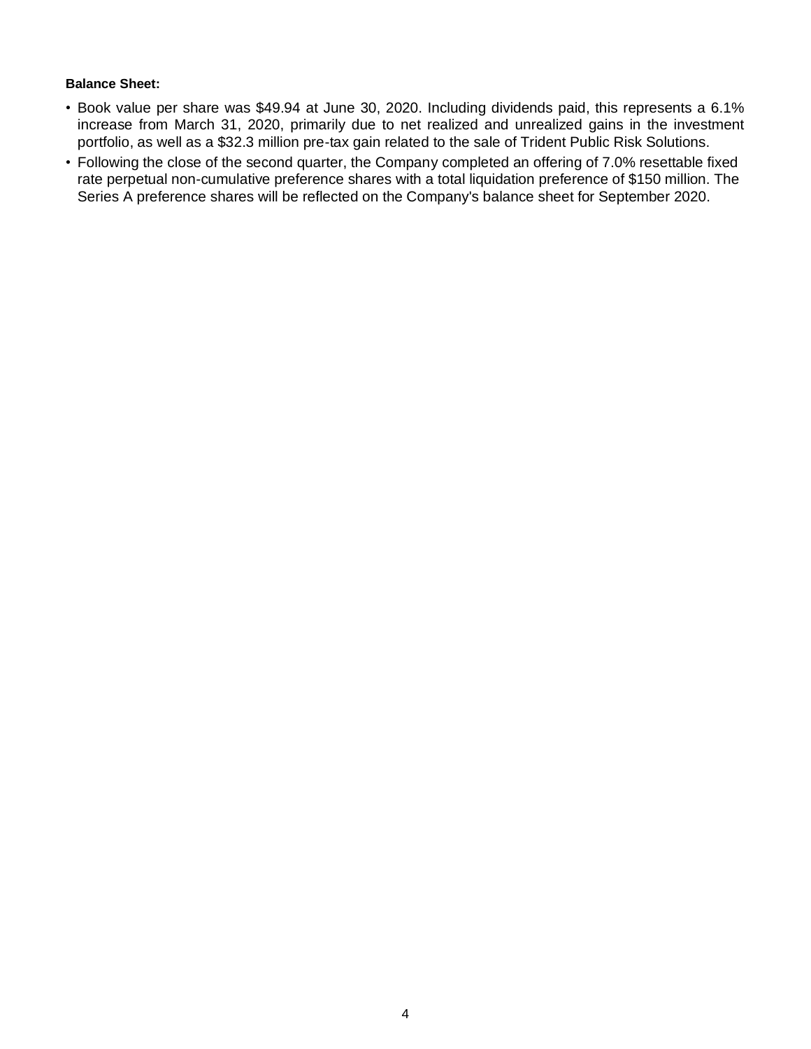**Balance Sheet:**

- Book value per share was $49.94 at June 30, 2020. Including dividends paid, this represents a 6.1% increase from March 31, 2020, primarily due to net realized and unrealized gains in the investment portfolio, as well as a $32.3 million pre-tax gain related to the sale of Trident Public Risk Solutions.
- Following the close of the second quarter, the Company completed an offering of 7.0% resettable fixed rate perpetual non-cumulative preference shares with a total liquidation preference of $150 million. The Series A preference shares will be reflected on the Company's balance sheet for September 2020.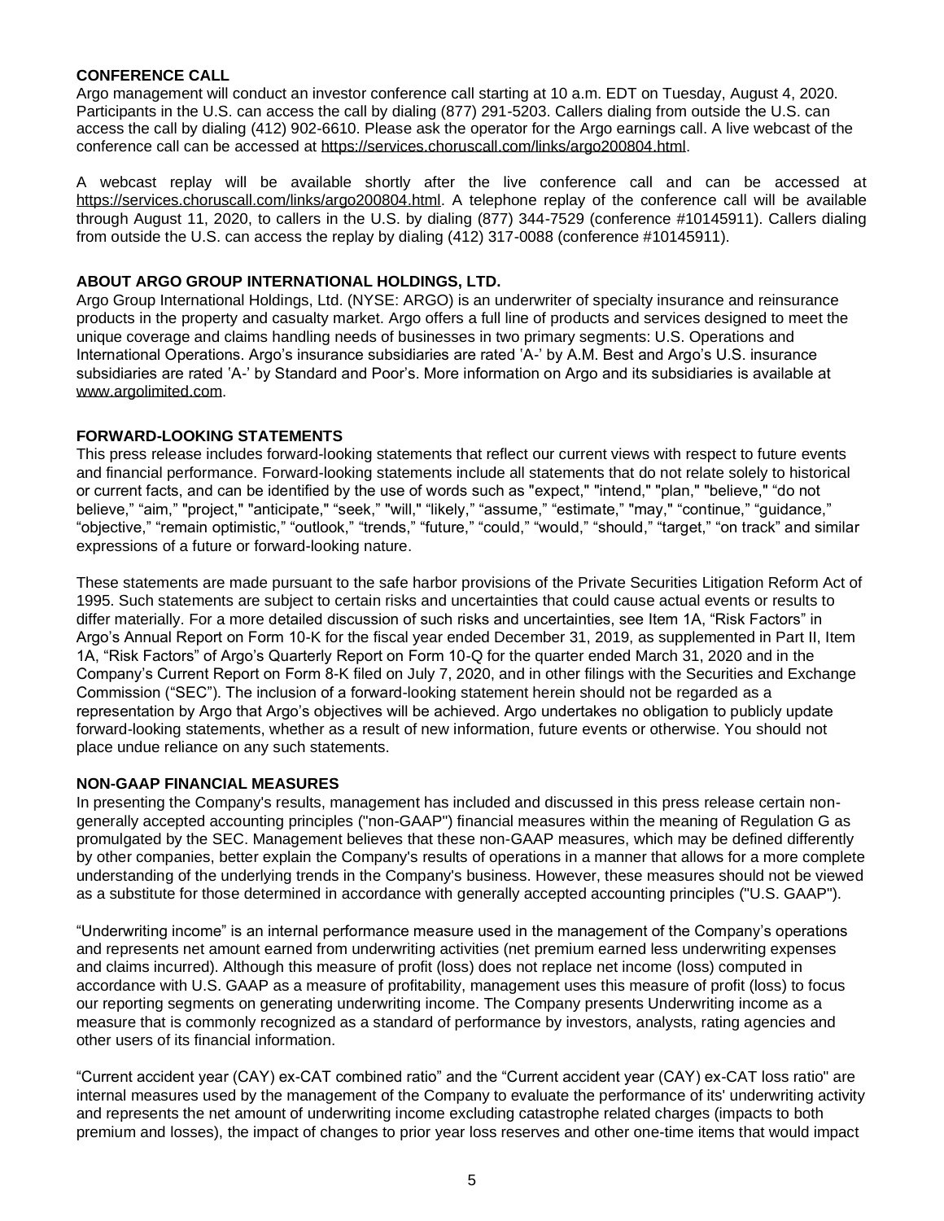## CONFERENCE CALL

Argo management will conduct an investor conference call starting at 10 a.m. EDT on Tuesday, August 4, 2020. Participants in the U.S. can access the call by dialing (877) 291-5203. Callers dialing from outside the U.S. can access the call by dialing (412) 902-6610. Please ask the operator for the Argo earnings call. A live webcast of the conference call can be accessed at https://services.choruscall.com/links/argo200804.html.

A webcast replay will be available shortly after the live conference call and can be accessed at https://services.choruscall.com/links/argo200804.html. A telephone replay of the conference call will be available through August 11, 2020, to callers in the U.S. by dialing (877) 344-7529 (conference #10145911). Callers dialing from outside the U.S. can access the replay by dialing (412) 317-0088 (conference #10145911).

## ABOUT ARGO GROUP INTERNATIONAL HOLDINGS, LTD.

Argo Group International Holdings, Ltd. (NYSE: ARGO) is an underwriter of specialty insurance and reinsurance products in the property and casualty market. Argo offers a full line of products and services designed to meet the unique coverage and claims handling needs of businesses in two primary segments: U.S. Operations and International Operations. Argo's insurance subsidiaries are rated 'A-' by A.M. Best and Argo's U.S. insurance subsidiaries are rated 'A-' by Standard and Poor's. More information on Argo and its subsidiaries is available at www.argolimited.com.

## FORWARD-LOOKING STATEMENTS

This press release includes forward-looking statements that reflect our current views with respect to future events and financial performance. Forward-looking statements include all statements that do not relate solely to historical or current facts, and can be identified by the use of words such as "expect," "intend," "plan," "believe," "do not believe," "aim," "project," "anticipate," "seek," "will," "likely," "assume," "estimate," "may," "continue," "guidance," "objective," "remain optimistic," "outlook," "trends," "future," "could," "would," "should," "target," "on track" and similar expressions of a future or forward-looking nature.

These statements are made pursuant to the safe harbor provisions of the Private Securities Litigation Reform Act of 1995. Such statements are subject to certain risks and uncertainties that could cause actual events or results to differ materially. For a more detailed discussion of such risks and uncertainties, see Item 1A, "Risk Factors" in Argo's Annual Report on Form 10-K for the fiscal year ended December 31, 2019, as supplemented in Part II, Item 1A, "Risk Factors" of Argo's Quarterly Report on Form 10-Q for the quarter ended March 31, 2020 and in the Company's Current Report on Form 8-K filed on July 7, 2020, and in other filings with the Securities and Exchange Commission ("SEC"). The inclusion of a forward-looking statement herein should not be regarded as a representation by Argo that Argo's objectives will be achieved. Argo undertakes no obligation to publicly update forward-looking statements, whether as a result of new information, future events or otherwise. You should not place undue reliance on any such statements.

## NON-GAAP FINANCIAL MEASURES

In presenting the Company's results, management has included and discussed in this press release certain non-generally accepted accounting principles ("non-GAAP") financial measures within the meaning of Regulation G as promulgated by the SEC. Management believes that these non-GAAP measures, which may be defined differently by other companies, better explain the Company's results of operations in a manner that allows for a more complete understanding of the underlying trends in the Company's business. However, these measures should not be viewed as a substitute for those determined in accordance with generally accepted accounting principles ("U.S. GAAP").

"Underwriting income" is an internal performance measure used in the management of the Company's operations and represents net amount earned from underwriting activities (net premium earned less underwriting expenses and claims incurred). Although this measure of profit (loss) does not replace net income (loss) computed in accordance with U.S. GAAP as a measure of profitability, management uses this measure of profit (loss) to focus our reporting segments on generating underwriting income. The Company presents Underwriting income as a measure that is commonly recognized as a standard of performance by investors, analysts, rating agencies and other users of its financial information.

"Current accident year (CAY) ex-CAT combined ratio" and the "Current accident year (CAY) ex-CAT loss ratio" are internal measures used by the management of the Company to evaluate the performance of its' underwriting activity and represents the net amount of underwriting income excluding catastrophe related charges (impacts to both premium and losses), the impact of changes to prior year loss reserves and other one-time items that would impact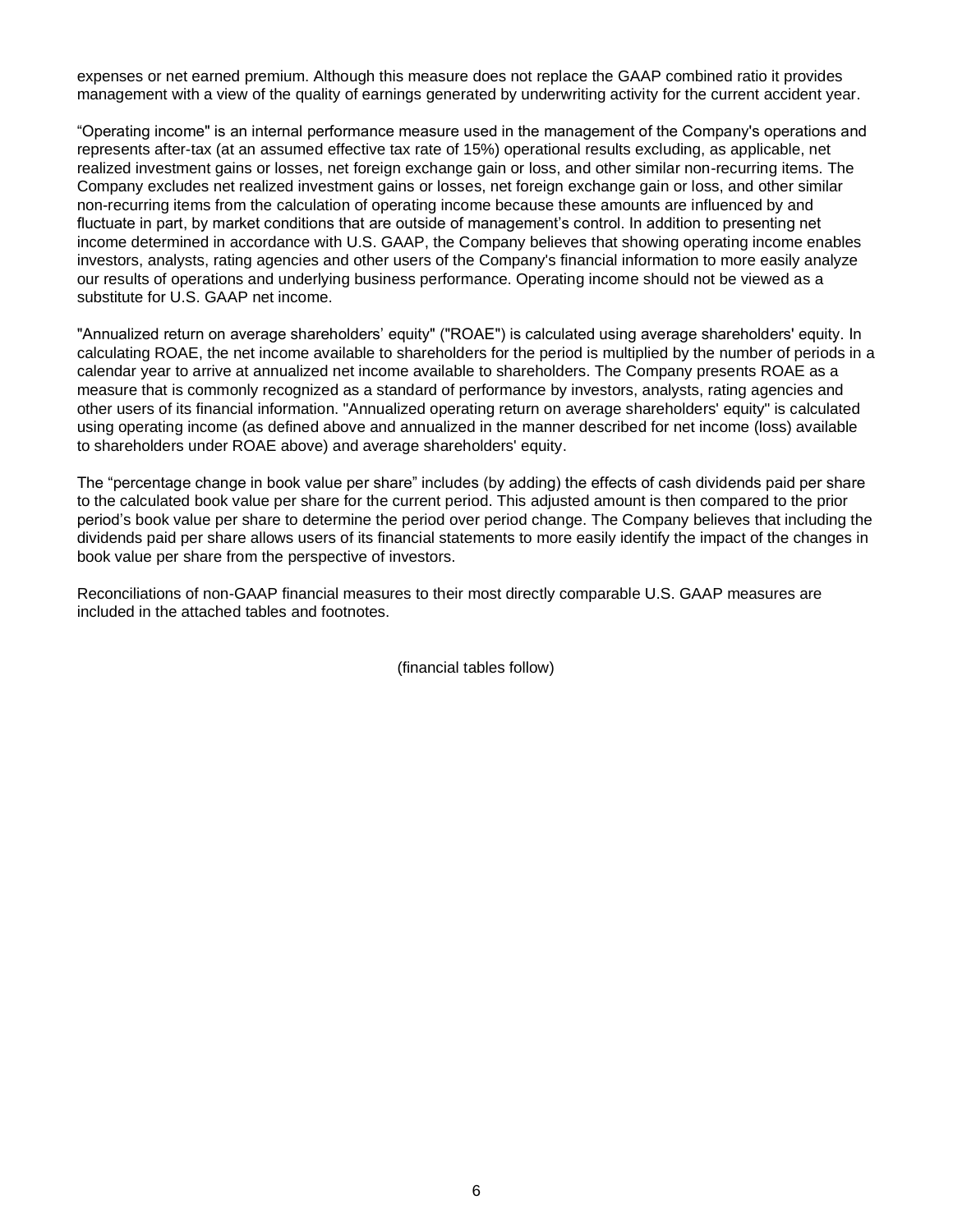expenses or net earned premium. Although this measure does not replace the GAAP combined ratio it provides management with a view of the quality of earnings generated by underwriting activity for the current accident year.

“Operating income" is an internal performance measure used in the management of the Company's operations and represents after-tax (at an assumed effective tax rate of 15%) operational results excluding, as applicable, net realized investment gains or losses, net foreign exchange gain or loss, and other similar non-recurring items. The Company excludes net realized investment gains or losses, net foreign exchange gain or loss, and other similar non-recurring items from the calculation of operating income because these amounts are influenced by and fluctuate in part, by market conditions that are outside of management’s control. In addition to presenting net income determined in accordance with U.S. GAAP, the Company believes that showing operating income enables investors, analysts, rating agencies and other users of the Company's financial information to more easily analyze our results of operations and underlying business performance. Operating income should not be viewed as a substitute for U.S. GAAP net income.

"Annualized return on average shareholders’ equity" ("ROAE") is calculated using average shareholders' equity. In calculating ROAE, the net income available to shareholders for the period is multiplied by the number of periods in a calendar year to arrive at annualized net income available to shareholders. The Company presents ROAE as a measure that is commonly recognized as a standard of performance by investors, analysts, rating agencies and other users of its financial information. "Annualized operating return on average shareholders' equity" is calculated using operating income (as defined above and annualized in the manner described for net income (loss) available to shareholders under ROAE above) and average shareholders' equity.

The “percentage change in book value per share” includes (by adding) the effects of cash dividends paid per share to the calculated book value per share for the current period. This adjusted amount is then compared to the prior period’s book value per share to determine the period over period change. The Company believes that including the dividends paid per share allows users of its financial statements to more easily identify the impact of the changes in book value per share from the perspective of investors.

Reconciliations of non-GAAP financial measures to their most directly comparable U.S. GAAP measures are included in the attached tables and footnotes.

(financial tables follow)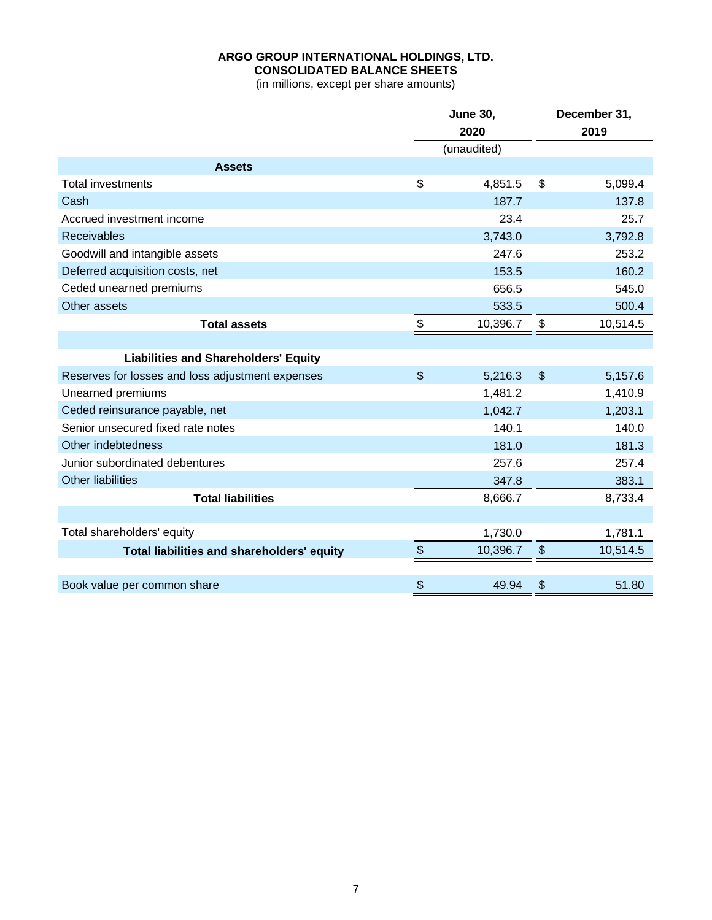**ARGO GROUP INTERNATIONAL HOLDINGS, LTD.**
**CONSOLIDATED BALANCE SHEETS**
(in millions, except per share amounts)

| | June 30, 2020 | December 31, 2019 |
|---|---|---|
| | (unaudited) | |
| **Assets** | | |
| Total investments | $ 4,851.5 | $ 5,099.4 |
| Cash | 187.7 | 137.8 |
| Accrued investment income | 23.4 | 25.7 |
| Receivables | 3,743.0 | 3,792.8 |
| Goodwill and intangible assets | 247.6 | 253.2 |
| Deferred acquisition costs, net | 153.5 | 160.2 |
| Ceded unearned premiums | 656.5 | 545.0 |
| Other assets | 533.5 | 500.4 |
| **Total assets** | $ 10,396.7 | $ 10,514.5 |
| | | |
| **Liabilities and Shareholders' Equity** | | |
| Reserves for losses and loss adjustment expenses | $ 5,216.3 | $ 5,157.6 |
| Unearned premiums | 1,481.2 | 1,410.9 |
| Ceded reinsurance payable, net | 1,042.7 | 1,203.1 |
| Senior unsecured fixed rate notes | 140.1 | 140.0 |
| Other indebtedness | 181.0 | 181.3 |
| Junior subordinated debentures | 257.6 | 257.4 |
| Other liabilities | 347.8 | 383.1 |
| **Total liabilities** | 8,666.7 | 8,733.4 |
| | | |
| Total shareholders' equity | 1,730.0 | 1,781.1 |
| **Total liabilities and shareholders' equity** | $ 10,396.7 | $ 10,514.5 |
| | | |
| Book value per common share | $ 49.94 | $ 51.80 |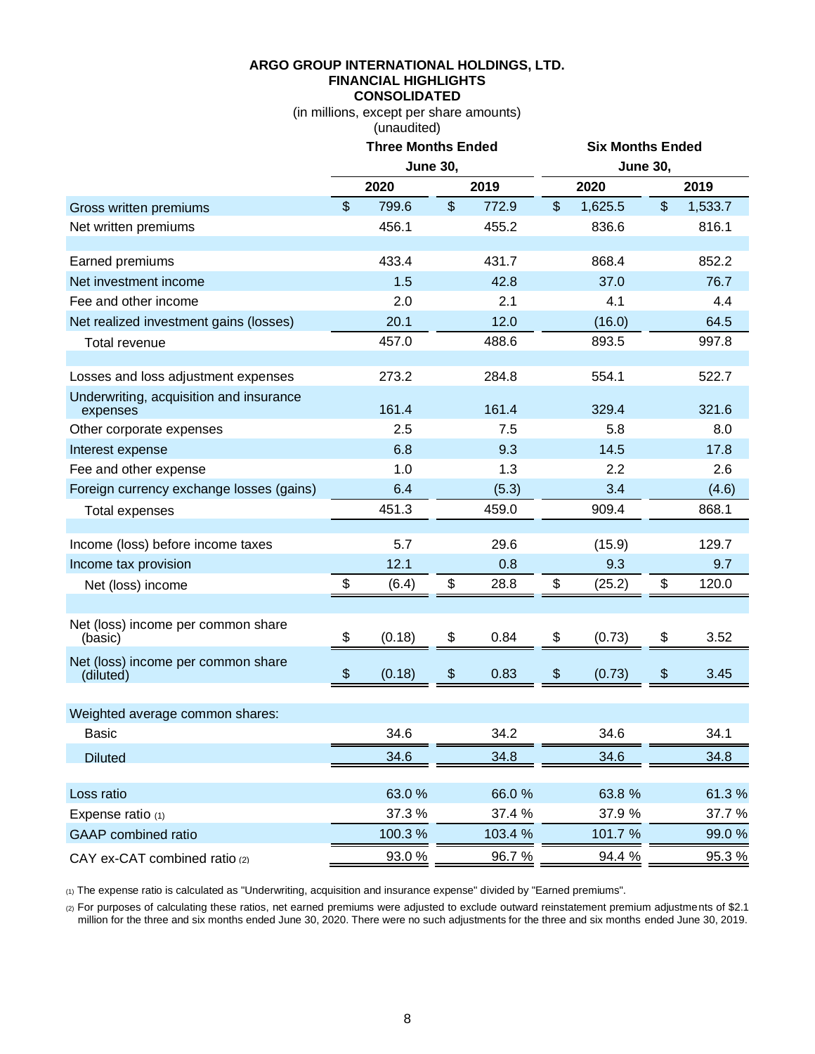**ARGO GROUP INTERNATIONAL HOLDINGS, LTD.**
**FINANCIAL HIGHLIGHTS**
**CONSOLIDATED**

(in millions, except per share amounts)
(unaudited)

| | Three Months Ended June 30, | | Six Months Ended June 30, | |
|---|---|---|---|---|
| | **2020** | **2019** | **2020** | **2019** |
| Gross written premiums | $ 799.6 | $ 772.9 | $ 1,625.5 | $ 1,533.7 |
| Net written premiums | 456.1 | 455.2 | 836.6 | 816.1 |
| | | | | |
| Earned premiums | 433.4 | 431.7 | 868.4 | 852.2 |
| Net investment income | 1.5 | 42.8 | 37.0 | 76.7 |
| Fee and other income | 2.0 | 2.1 | 4.1 | 4.4 |
| Net realized investment gains (losses) | 20.1 | 12.0 | (16.0) | 64.5 |
| Total revenue | 457.0 | 488.6 | 893.5 | 997.8 |
| | | | | |
| Losses and loss adjustment expenses | 273.2 | 284.8 | 554.1 | 522.7 |
| Underwriting, acquisition and insurance expenses | 161.4 | 161.4 | 329.4 | 321.6 |
| Other corporate expenses | 2.5 | 7.5 | 5.8 | 8.0 |
| Interest expense | 6.8 | 9.3 | 14.5 | 17.8 |
| Fee and other expense | 1.0 | 1.3 | 2.2 | 2.6 |
| Foreign currency exchange losses (gains) | 6.4 | (5.3) | 3.4 | (4.6) |
| Total expenses | 451.3 | 459.0 | 909.4 | 868.1 |
| | | | | |
| Income (loss) before income taxes | 5.7 | 29.6 | (15.9) | 129.7 |
| Income tax provision | 12.1 | 0.8 | 9.3 | 9.7 |
| Net (loss) income | $ (6.4) | $ 28.8 | $ (25.2) | $ 120.0 |
| | | | | |
| Net (loss) income per common share (basic) | $ (0.18) | $ 0.84 | $ (0.73) | $ 3.52 |
| Net (loss) income per common share (diluted) | $ (0.18) | $ 0.83 | $ (0.73) | $ 3.45 |
| | | | | |
| Weighted average common shares: | | | | |
| Basic | 34.6 | 34.2 | 34.6 | 34.1 |
| Diluted | 34.6 | 34.8 | 34.6 | 34.8 |
| | | | | |
| Loss ratio | 63.0 % | 66.0 % | 63.8 % | 61.3 % |
| Expense ratio (1) | 37.3 % | 37.4 % | 37.9 % | 37.7 % |
| GAAP combined ratio | 100.3 % | 103.4 % | 101.7 % | 99.0 % |
| CAY ex-CAT combined ratio (2) | 93.0 % | 96.7 % | 94.4 % | 95.3 % |

(1) The expense ratio is calculated as "Underwriting, acquisition and insurance expense" divided by "Earned premiums".

(2) For purposes of calculating these ratios, net earned premiums were adjusted to exclude outward reinstatement premium adjustments of $2.1 million for the three and six months ended June 30, 2020. There were no such adjustments for the three and six months ended June 30, 2019.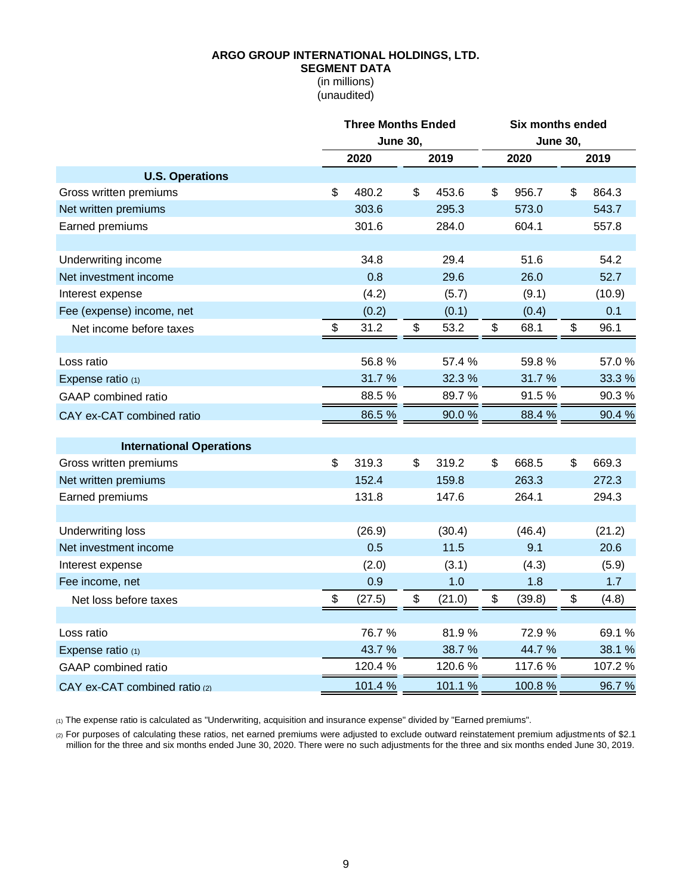# ARGO GROUP INTERNATIONAL HOLDINGS, LTD.
## SEGMENT DATA
(in millions)
(unaudited)

| | Three Months Ended June 30, | | Six months ended June 30, | |
|---|---|---|---|---|
| | 2020 | 2019 | 2020 | 2019 |
| **U.S. Operations** | | | | |
| Gross written premiums | $ 480.2 | $ 453.6 | $ 956.7 | $ 864.3 |
| Net written premiums | 303.6 | 295.3 | 573.0 | 543.7 |
| Earned premiums | 301.6 | 284.0 | 604.1 | 557.8 |
| | | | | |
| Underwriting income | 34.8 | 29.4 | 51.6 | 54.2 |
| Net investment income | 0.8 | 29.6 | 26.0 | 52.7 |
| Interest expense | (4.2) | (5.7) | (9.1) | (10.9) |
| Fee (expense) income, net | (0.2) | (0.1) | (0.4) | 0.1 |
| Net income before taxes | $ 31.2 | $ 53.2 | $ 68.1 | $ 96.1 |
| | | | | |
| Loss ratio | 56.8 % | 57.4 % | 59.8 % | 57.0 % |
| Expense ratio (1) | 31.7 % | 32.3 % | 31.7 % | 33.3 % |
| GAAP combined ratio | 88.5 % | 89.7 % | 91.5 % | 90.3 % |
| CAY ex-CAT combined ratio | 86.5 % | 90.0 % | 88.4 % | 90.4 % |
| | | | | |
| **International Operations** | | | | |
| Gross written premiums | $ 319.3 | $ 319.2 | $ 668.5 | $ 669.3 |
| Net written premiums | 152.4 | 159.8 | 263.3 | 272.3 |
| Earned premiums | 131.8 | 147.6 | 264.1 | 294.3 |
| | | | | |
| Underwriting loss | (26.9) | (30.4) | (46.4) | (21.2) |
| Net investment income | 0.5 | 11.5 | 9.1 | 20.6 |
| Interest expense | (2.0) | (3.1) | (4.3) | (5.9) |
| Fee income, net | 0.9 | 1.0 | 1.8 | 1.7 |
| Net loss before taxes | $ (27.5) | $ (21.0) | $ (39.8) | $ (4.8) |
| | | | | |
| Loss ratio | 76.7 % | 81.9 % | 72.9 % | 69.1 % |
| Expense ratio (1) | 43.7 % | 38.7 % | 44.7 % | 38.1 % |
| GAAP combined ratio | 120.4 % | 120.6 % | 117.6 % | 107.2 % |
| CAY ex-CAT combined ratio (2) | 101.4 % | 101.1 % | 100.8 % | 96.7 % |

(1) The expense ratio is calculated as "Underwriting, acquisition and insurance expense" divided by "Earned premiums".

(2) For purposes of calculating these ratios, net earned premiums were adjusted to exclude outward reinstatement premium adjustments of $2.1 million for the three and six months ended June 30, 2020. There were no such adjustments for the three and six months ended June 30, 2019.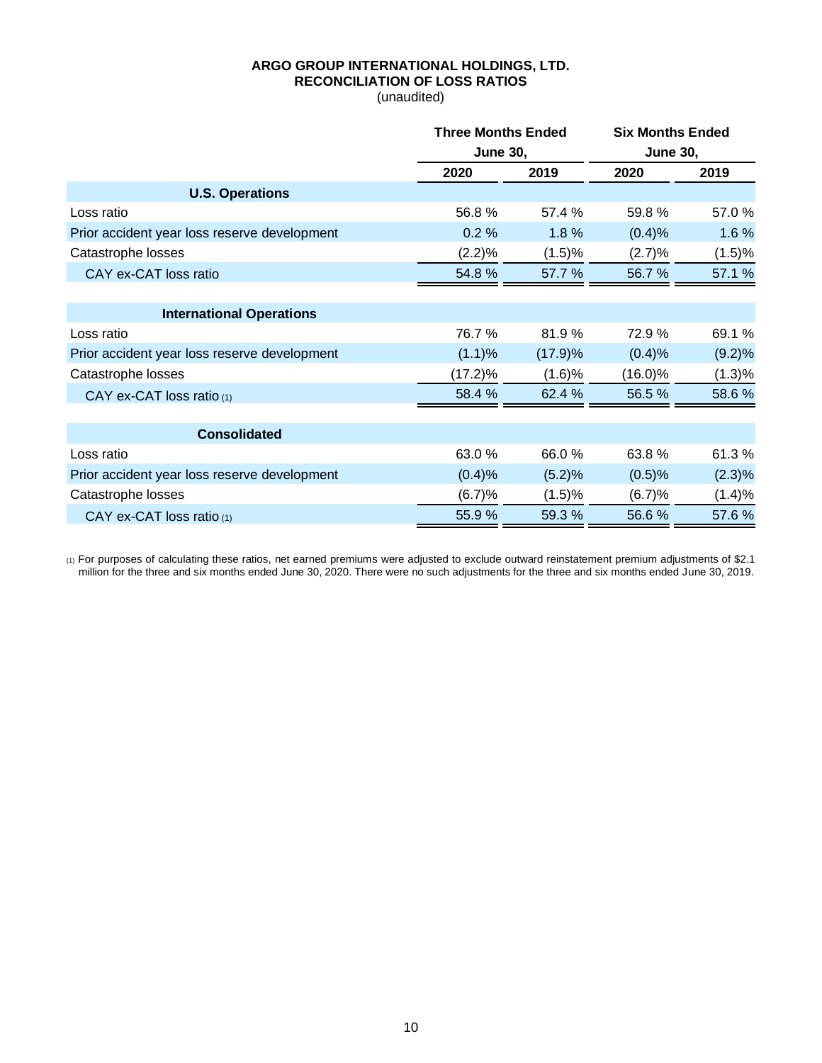**ARGO GROUP INTERNATIONAL HOLDINGS, LTD.**
**RECONCILIATION OF LOSS RATIOS**
(unaudited)

| | Three Months Ended June 30, | | Six Months Ended June 30, | |
|---|---|---|---|---|
| | 2020 | 2019 | 2020 | 2019 |
| **U.S. Operations** | | | | |
| Loss ratio | 56.8 % | 57.4 % | 59.8 % | 57.0 % |
| Prior accident year loss reserve development | 0.2 % | 1.8 % | (0.4)% | 1.6 % |
| Catastrophe losses | (2.2)% | (1.5)% | (2.7)% | (1.5)% |
| CAY ex-CAT loss ratio | 54.8 % | 57.7 % | 56.7 % | 57.1 % |
| **International Operations** | | | | |
| Loss ratio | 76.7 % | 81.9 % | 72.9 % | 69.1 % |
| Prior accident year loss reserve development | (1.1)% | (17.9)% | (0.4)% | (9.2)% |
| Catastrophe losses | (17.2)% | (1.6)% | (16.0)% | (1.3)% |
| CAY ex-CAT loss ratio (1) | 58.4 % | 62.4 % | 56.5 % | 58.6 % |
| **Consolidated** | | | | |
| Loss ratio | 63.0 % | 66.0 % | 63.8 % | 61.3 % |
| Prior accident year loss reserve development | (0.4)% | (5.2)% | (0.5)% | (2.3)% |
| Catastrophe losses | (6.7)% | (1.5)% | (6.7)% | (1.4)% |
| CAY ex-CAT loss ratio (1) | 55.9 % | 59.3 % | 56.6 % | 57.6 % |

(1) For purposes of calculating these ratios, net earned premiums were adjusted to exclude outward reinstatement premium adjustments of $2.1 million for the three and six months ended June 30, 2020. There were no such adjustments for the three and six months ended June 30, 2019.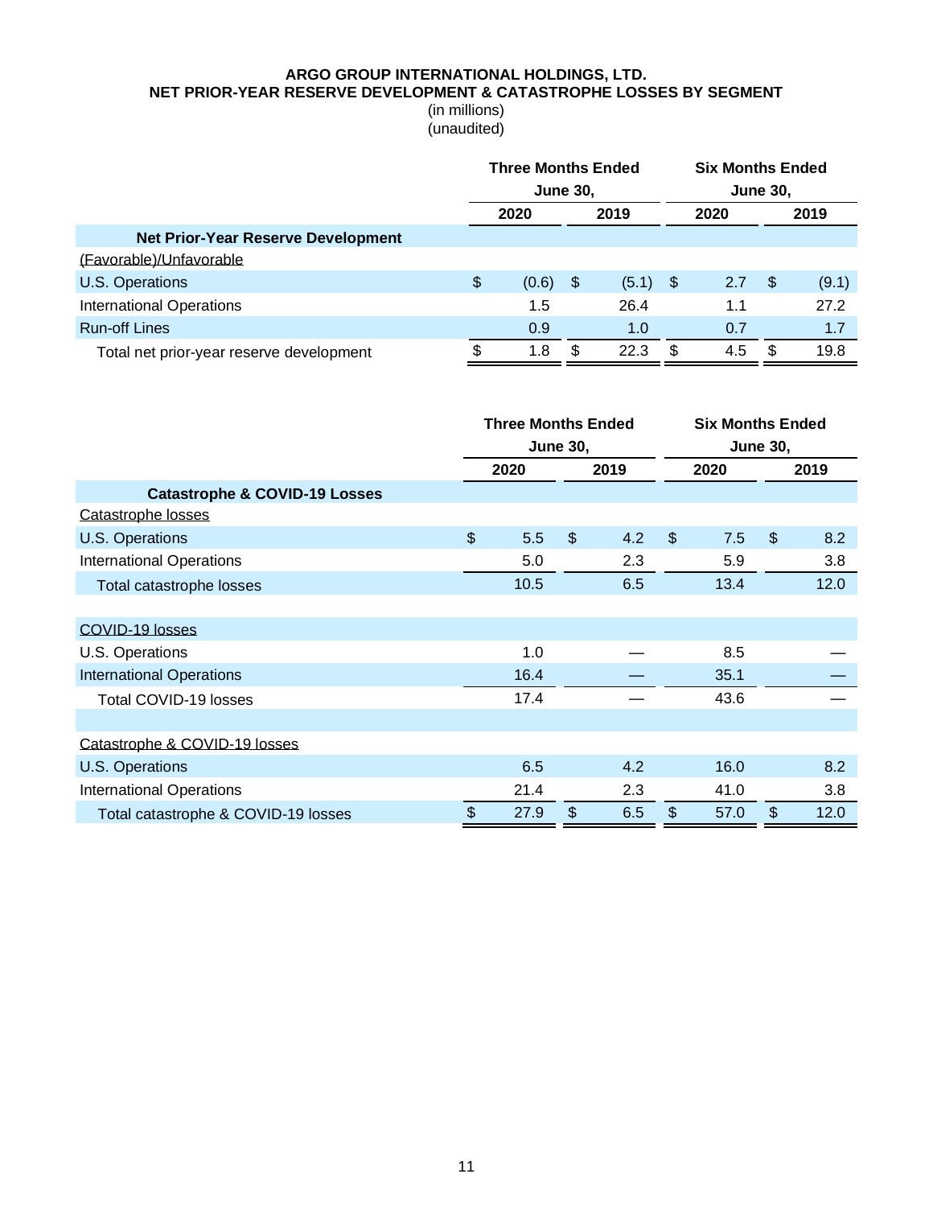**ARGO GROUP INTERNATIONAL HOLDINGS, LTD.**
**NET PRIOR-YEAR RESERVE DEVELOPMENT & CATASTROPHE LOSSES BY SEGMENT**
(in millions)
(unaudited)

| | Three Months Ended June 30, | | Six Months Ended June 30, | |
|---|---|---|---|---|
| | 2020 | 2019 | 2020 | 2019 |
| **Net Prior-Year Reserve Development** | | | | |
| (Favorable)/Unfavorable | | | | |
| U.S. Operations | $ (0.6) | $ (5.1) | $ 2.7 | $ (9.1) |
| International Operations | 1.5 | 26.4 | 1.1 | 27.2 |
| Run-off Lines | 0.9 | 1.0 | 0.7 | 1.7 |
| Total net prior-year reserve development | $ 1.8 | $ 22.3 | $ 4.5 | $ 19.8 |

| | Three Months Ended June 30, | | Six Months Ended June 30, | |
|---|---|---|---|---|
| | 2020 | 2019 | 2020 | 2019 |
| **Catastrophe & COVID-19 Losses** | | | | |
| Catastrophe losses | | | | |
| U.S. Operations | $ 5.5 | $ 4.2 | $ 7.5 | $ 8.2 |
| International Operations | 5.0 | 2.3 | 5.9 | 3.8 |
| Total catastrophe losses | 10.5 | 6.5 | 13.4 | 12.0 |
| | | | | |
| COVID-19 losses | | | | |
| U.S. Operations | 1.0 | — | 8.5 | — |
| International Operations | 16.4 | — | 35.1 | — |
| Total COVID-19 losses | 17.4 | — | 43.6 | — |
| | | | | |
| Catastrophe & COVID-19 losses | | | | |
| U.S. Operations | 6.5 | 4.2 | 16.0 | 8.2 |
| International Operations | 21.4 | 2.3 | 41.0 | 3.8 |
| Total catastrophe & COVID-19 losses | $ 27.9 | $ 6.5 | $ 57.0 | $ 12.0 |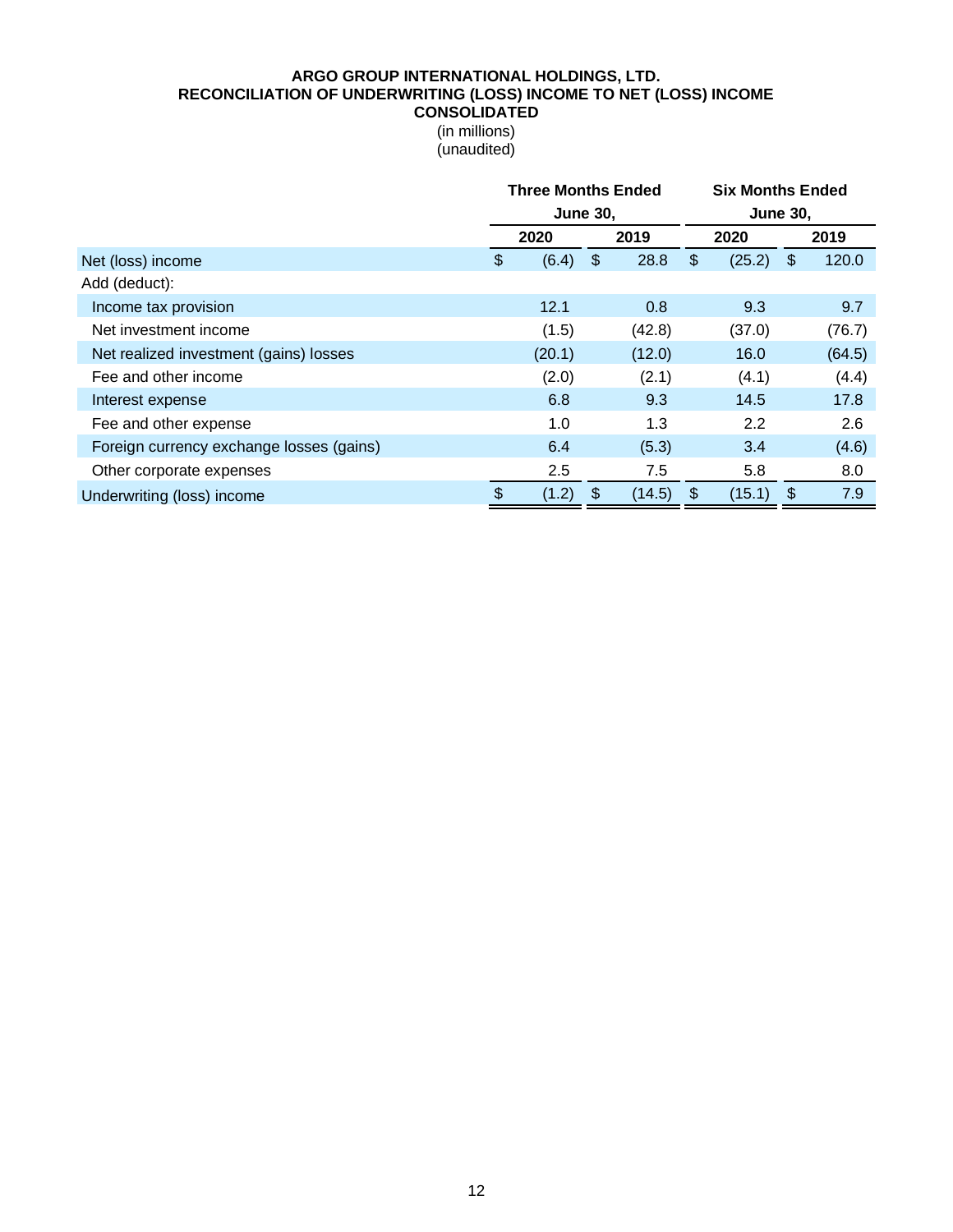**ARGO GROUP INTERNATIONAL HOLDINGS, LTD.**
**RECONCILIATION OF UNDERWRITING (LOSS) INCOME TO NET (LOSS) INCOME**
**CONSOLIDATED**
(in millions)
(unaudited)

| | Three Months Ended June 30, | | Six Months Ended June 30, | |
|---|---|---|---|---|
| | 2020 | 2019 | 2020 | 2019 |
| Net (loss) income | $ (6.4) | $ 28.8 | $ (25.2) | $ 120.0 |
| Add (deduct): | | | | |
| Income tax provision | 12.1 | 0.8 | 9.3 | 9.7 |
| Net investment income | (1.5) | (42.8) | (37.0) | (76.7) |
| Net realized investment (gains) losses | (20.1) | (12.0) | 16.0 | (64.5) |
| Fee and other income | (2.0) | (2.1) | (4.1) | (4.4) |
| Interest expense | 6.8 | 9.3 | 14.5 | 17.8 |
| Fee and other expense | 1.0 | 1.3 | 2.2 | 2.6 |
| Foreign currency exchange losses (gains) | 6.4 | (5.3) | 3.4 | (4.6) |
| Other corporate expenses | 2.5 | 7.5 | 5.8 | 8.0 |
| Underwriting (loss) income | $ (1.2) | $ (14.5) | $ (15.1) | $ 7.9 |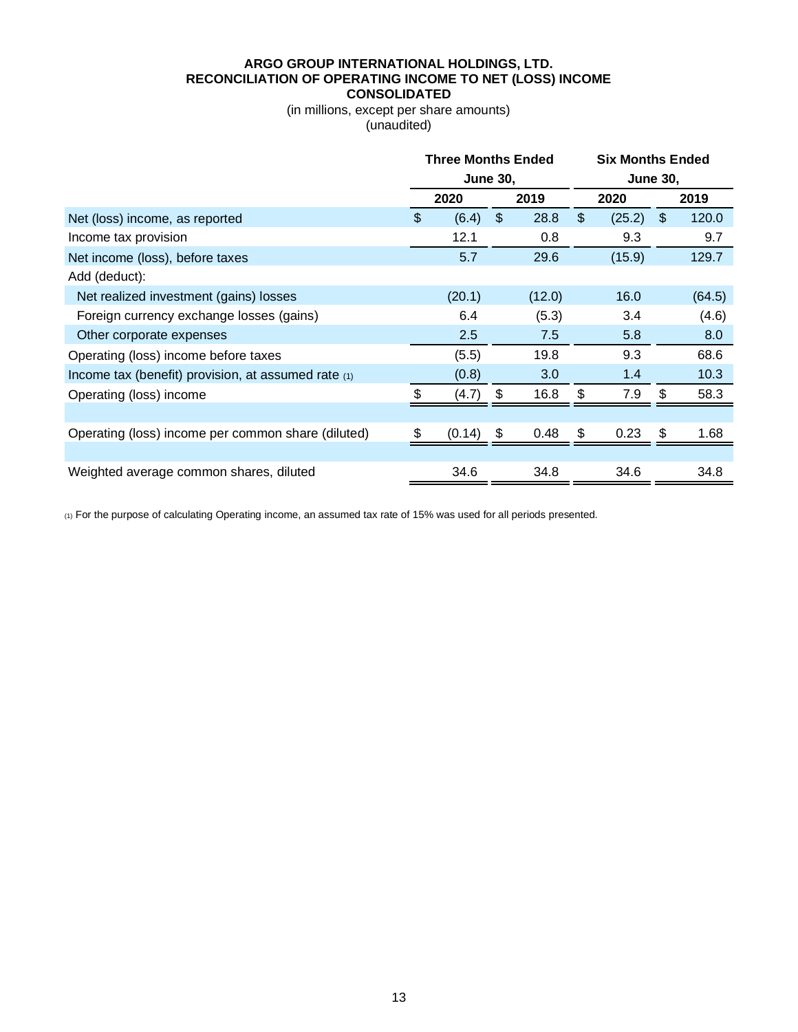**ARGO GROUP INTERNATIONAL HOLDINGS, LTD.**
**RECONCILIATION OF OPERATING INCOME TO NET (LOSS) INCOME**
**CONSOLIDATED**
(in millions, except per share amounts)
(unaudited)

| | Three Months Ended June 30, | | Six Months Ended June 30, | |
|---|---|---|---|---|
| | **2020** | **2019** | **2020** | **2019** |
| Net (loss) income, as reported | $ (6.4) | $ 28.8 | $ (25.2) | $ 120.0 |
| Income tax provision | 12.1 | 0.8 | 9.3 | 9.7 |
| Net income (loss), before taxes | 5.7 | 29.6 | (15.9) | 129.7 |
| Add (deduct): | | | | |
| Net realized investment (gains) losses | (20.1) | (12.0) | 16.0 | (64.5) |
| Foreign currency exchange losses (gains) | 6.4 | (5.3) | 3.4 | (4.6) |
| Other corporate expenses | 2.5 | 7.5 | 5.8 | 8.0 |
| Operating (loss) income before taxes | (5.5) | 19.8 | 9.3 | 68.6 |
| Income tax (benefit) provision, at assumed rate (1) | (0.8) | 3.0 | 1.4 | 10.3 |
| Operating (loss) income | $ (4.7) | $ 16.8 | $ 7.9 | $ 58.3 |
| | | | | |
| Operating (loss) income per common share (diluted) | $ (0.14) | $ 0.48 | $ 0.23 | $ 1.68 |
| | | | | |
| Weighted average common shares, diluted | 34.6 | 34.8 | 34.6 | 34.8 |

(1) For the purpose of calculating Operating income, an assumed tax rate of 15% was used for all periods presented.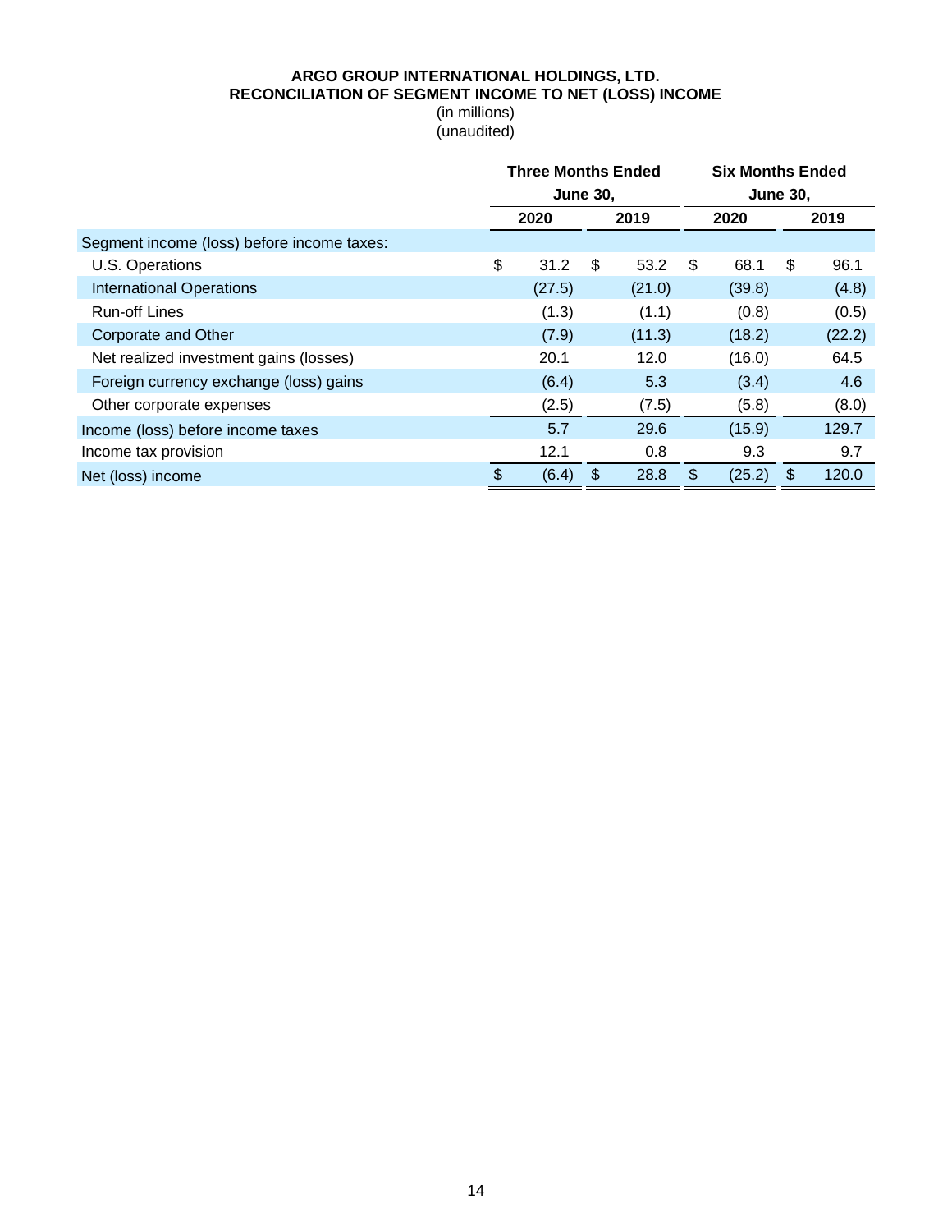**ARGO GROUP INTERNATIONAL HOLDINGS, LTD.**
**RECONCILIATION OF SEGMENT INCOME TO NET (LOSS) INCOME**
(in millions)
(unaudited)

| | Three Months Ended June 30, | | Six Months Ended June 30, | |
|---|---|---|---|---|
| | 2020 | 2019 | 2020 | 2019 |
| Segment income (loss) before income taxes: | | | | |
| U.S. Operations | $ 31.2 | $ 53.2 | $ 68.1 | $ 96.1 |
| International Operations | (27.5) | (21.0) | (39.8) | (4.8) |
| Run-off Lines | (1.3) | (1.1) | (0.8) | (0.5) |
| Corporate and Other | (7.9) | (11.3) | (18.2) | (22.2) |
| Net realized investment gains (losses) | 20.1 | 12.0 | (16.0) | 64.5 |
| Foreign currency exchange (loss) gains | (6.4) | 5.3 | (3.4) | 4.6 |
| Other corporate expenses | (2.5) | (7.5) | (5.8) | (8.0) |
| Income (loss) before income taxes | 5.7 | 29.6 | (15.9) | 129.7 |
| Income tax provision | 12.1 | 0.8 | 9.3 | 9.7 |
| Net (loss) income | $ (6.4) | $ 28.8 | $ (25.2) | $ 120.0 |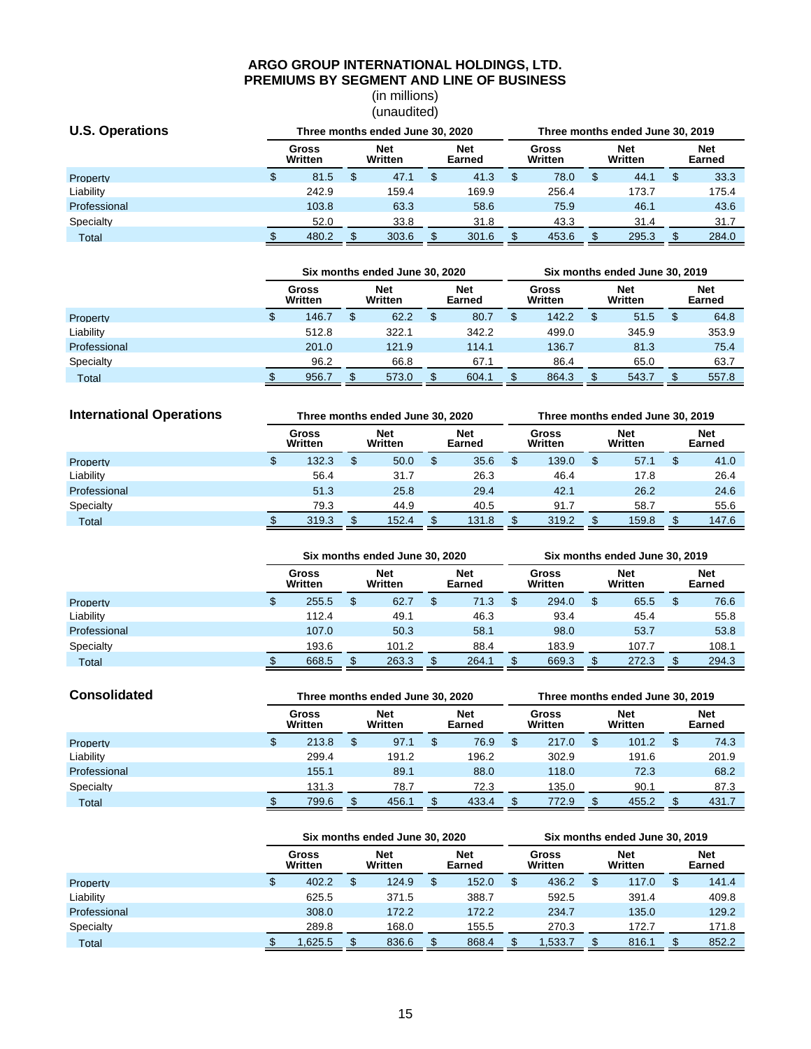# ARGO GROUP INTERNATIONAL HOLDINGS, LTD.
# PREMIUMS BY SEGMENT AND LINE OF BUSINESS

(in millions)
(unaudited)

## U.S. Operations

| | Three months ended June 30, 2020 | | | Three months ended June 30, 2019 | | |
|---|---|---|---|---|---|---|
| | Gross Written | Net Written | Net Earned | Gross Written | Net Written | Net Earned |
| Property | $ 81.5 | $ 47.1 | $ 41.3 | $ 78.0 | $ 44.1 | $ 33.3 |
| Liability | 242.9 | 159.4 | 169.9 | 256.4 | 173.7 | 175.4 |
| Professional | 103.8 | 63.3 | 58.6 | 75.9 | 46.1 | 43.6 |
| Specialty | 52.0 | 33.8 | 31.8 | 43.3 | 31.4 | 31.7 |
| Total | $ 480.2 | $ 303.6 | $ 301.6 | $ 453.6 | $ 295.3 | $ 284.0 |

| | Six months ended June 30, 2020 | | | Six months ended June 30, 2019 | | |
|---|---|---|---|---|---|---|
| | Gross Written | Net Written | Net Earned | Gross Written | Net Written | Net Earned |
| Property | $ 146.7 | $ 62.2 | $ 80.7 | $ 142.2 | $ 51.5 | $ 64.8 |
| Liability | 512.8 | 322.1 | 342.2 | 499.0 | 345.9 | 353.9 |
| Professional | 201.0 | 121.9 | 114.1 | 136.7 | 81.3 | 75.4 |
| Specialty | 96.2 | 66.8 | 67.1 | 86.4 | 65.0 | 63.7 |
| Total | $ 956.7 | $ 573.0 | $ 604.1 | $ 864.3 | $ 543.7 | $ 557.8 |

## International Operations

| | Three months ended June 30, 2020 | | | Three months ended June 30, 2019 | | |
|---|---|---|---|---|---|---|
| | Gross Written | Net Written | Net Earned | Gross Written | Net Written | Net Earned |
| Property | $ 132.3 | $ 50.0 | $ 35.6 | $ 139.0 | $ 57.1 | $ 41.0 |
| Liability | 56.4 | 31.7 | 26.3 | 46.4 | 17.8 | 26.4 |
| Professional | 51.3 | 25.8 | 29.4 | 42.1 | 26.2 | 24.6 |
| Specialty | 79.3 | 44.9 | 40.5 | 91.7 | 58.7 | 55.6 |
| Total | $ 319.3 | $ 152.4 | $ 131.8 | $ 319.2 | $ 159.8 | $ 147.6 |

| | Six months ended June 30, 2020 | | | Six months ended June 30, 2019 | | |
|---|---|---|---|---|---|---|
| | Gross Written | Net Written | Net Earned | Gross Written | Net Written | Net Earned |
| Property | $ 255.5 | $ 62.7 | $ 71.3 | $ 294.0 | $ 65.5 | $ 76.6 |
| Liability | 112.4 | 49.1 | 46.3 | 93.4 | 45.4 | 55.8 |
| Professional | 107.0 | 50.3 | 58.1 | 98.0 | 53.7 | 53.8 |
| Specialty | 193.6 | 101.2 | 88.4 | 183.9 | 107.7 | 108.1 |
| Total | $ 668.5 | $ 263.3 | $ 264.1 | $ 669.3 | $ 272.3 | $ 294.3 |

## Consolidated

| | Three months ended June 30, 2020 | | | Three months ended June 30, 2019 | | |
|---|---|---|---|---|---|---|
| | Gross Written | Net Written | Net Earned | Gross Written | Net Written | Net Earned |
| Property | $ 213.8 | $ 97.1 | $ 76.9 | $ 217.0 | $ 101.2 | $ 74.3 |
| Liability | 299.4 | 191.2 | 196.2 | 302.9 | 191.6 | 201.9 |
| Professional | 155.1 | 89.1 | 88.0 | 118.0 | 72.3 | 68.2 |
| Specialty | 131.3 | 78.7 | 72.3 | 135.0 | 90.1 | 87.3 |
| Total | $ 799.6 | $ 456.1 | $ 433.4 | $ 772.9 | $ 455.2 | $ 431.7 |

| | Six months ended June 30, 2020 | | | Six months ended June 30, 2019 | | |
|---|---|---|---|---|---|---|
| | Gross Written | Net Written | Net Earned | Gross Written | Net Written | Net Earned |
| Property | $ 402.2 | $ 124.9 | $ 152.0 | $ 436.2 | $ 117.0 | $ 141.4 |
| Liability | 625.5 | 371.5 | 388.7 | 592.5 | 391.4 | 409.8 |
| Professional | 308.0 | 172.2 | 172.2 | 234.7 | 135.0 | 129.2 |
| Specialty | 289.8 | 168.0 | 155.5 | 270.3 | 172.7 | 171.8 |
| Total | $ 1,625.5 | $ 836.6 | $ 868.4 | $ 1,533.7 | $ 816.1 | $ 852.2 |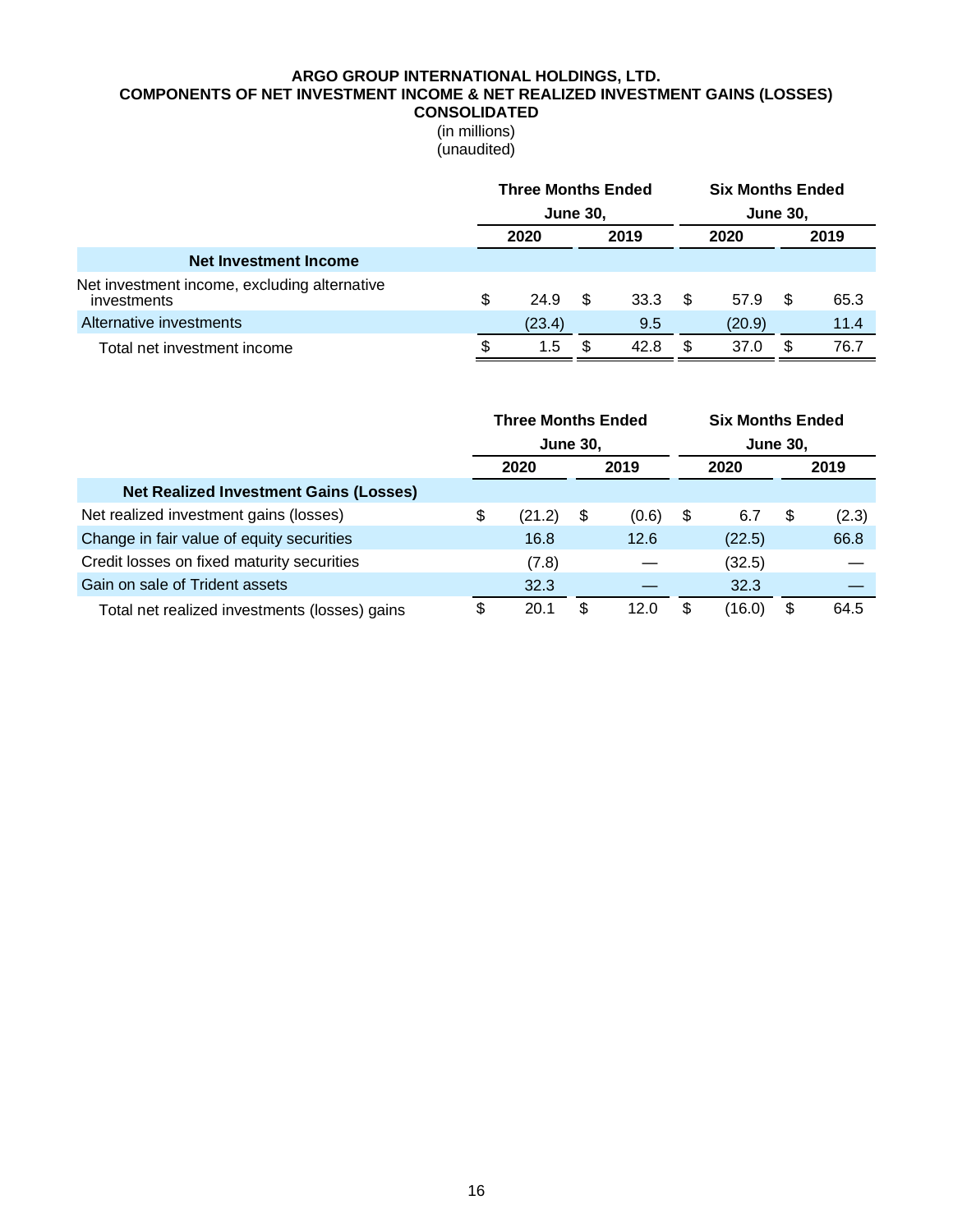**ARGO GROUP INTERNATIONAL HOLDINGS, LTD.**
**COMPONENTS OF NET INVESTMENT INCOME & NET REALIZED INVESTMENT GAINS (LOSSES)**
**CONSOLIDATED**
(in millions)
(unaudited)

| | Three Months Ended June 30, | | Six Months Ended June 30, | |
|---|---|---|---|---|
| | 2020 | 2019 | 2020 | 2019 |
| **Net Investment Income** | | | | |
| Net investment income, excluding alternative investments | $ 24.9 | $ 33.3 | $ 57.9 | $ 65.3 |
| Alternative investments | (23.4) | 9.5 | (20.9) | 11.4 |
| Total net investment income | $ 1.5 | $ 42.8 | $ 37.0 | $ 76.7 |

| | Three Months Ended June 30, | | Six Months Ended June 30, | |
|---|---|---|---|---|
| | 2020 | 2019 | 2020 | 2019 |
| **Net Realized Investment Gains (Losses)** | | | | |
| Net realized investment gains (losses) | $ (21.2) | $ (0.6) | $ 6.7 | $ (2.3) |
| Change in fair value of equity securities | 16.8 | 12.6 | (22.5) | 66.8 |
| Credit losses on fixed maturity securities | (7.8) | — | (32.5) | — |
| Gain on sale of Trident assets | 32.3 | — | 32.3 | — |
| Total net realized investments (losses) gains | $ 20.1 | $ 12.0 | $ (16.0) | $ 64.5 |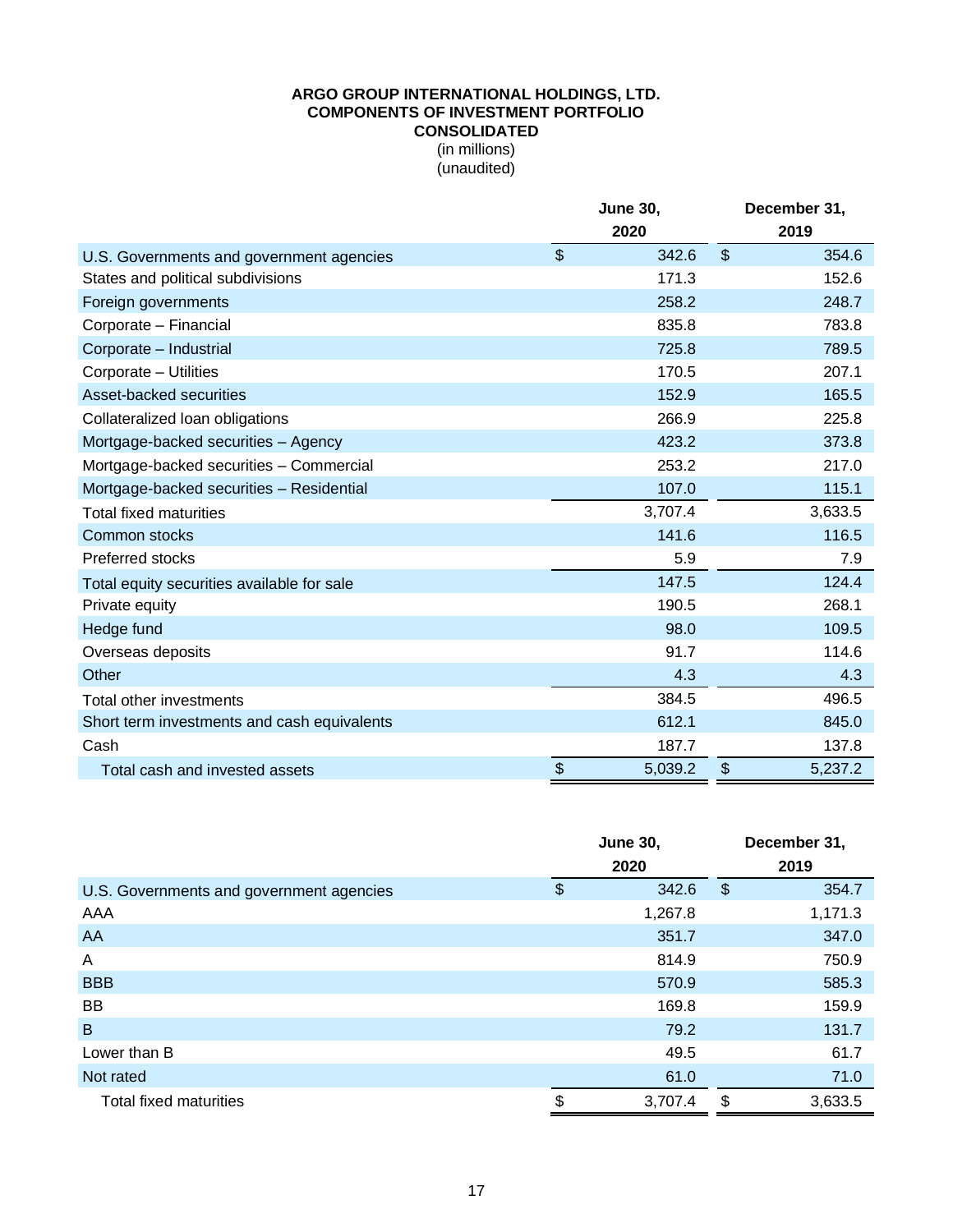**ARGO GROUP INTERNATIONAL HOLDINGS, LTD.**
**COMPONENTS OF INVESTMENT PORTFOLIO**
**CONSOLIDATED**
(in millions)
(unaudited)

| | June 30, 2020 | December 31, 2019 |
|---|---|---|
| U.S. Governments and government agencies | $ 342.6 | $ 354.6 |
| States and political subdivisions | 171.3 | 152.6 |
| Foreign governments | 258.2 | 248.7 |
| Corporate – Financial | 835.8 | 783.8 |
| Corporate – Industrial | 725.8 | 789.5 |
| Corporate – Utilities | 170.5 | 207.1 |
| Asset-backed securities | 152.9 | 165.5 |
| Collateralized loan obligations | 266.9 | 225.8 |
| Mortgage-backed securities – Agency | 423.2 | 373.8 |
| Mortgage-backed securities – Commercial | 253.2 | 217.0 |
| Mortgage-backed securities – Residential | 107.0 | 115.1 |
| Total fixed maturities | 3,707.4 | 3,633.5 |
| Common stocks | 141.6 | 116.5 |
| Preferred stocks | 5.9 | 7.9 |
| Total equity securities available for sale | 147.5 | 124.4 |
| Private equity | 190.5 | 268.1 |
| Hedge fund | 98.0 | 109.5 |
| Overseas deposits | 91.7 | 114.6 |
| Other | 4.3 | 4.3 |
| Total other investments | 384.5 | 496.5 |
| Short term investments and cash equivalents | 612.1 | 845.0 |
| Cash | 187.7 | 137.8 |
| Total cash and invested assets | $ 5,039.2 | $ 5,237.2 |

| | June 30, 2020 | December 31, 2019 |
|---|---|---|
| U.S. Governments and government agencies | $ 342.6 | $ 354.7 |
| AAA | 1,267.8 | 1,171.3 |
| AA | 351.7 | 347.0 |
| A | 814.9 | 750.9 |
| BBB | 570.9 | 585.3 |
| BB | 169.8 | 159.9 |
| B | 79.2 | 131.7 |
| Lower than B | 49.5 | 61.7 |
| Not rated | 61.0 | 71.0 |
| Total fixed maturities | $ 3,707.4 | $ 3,633.5 |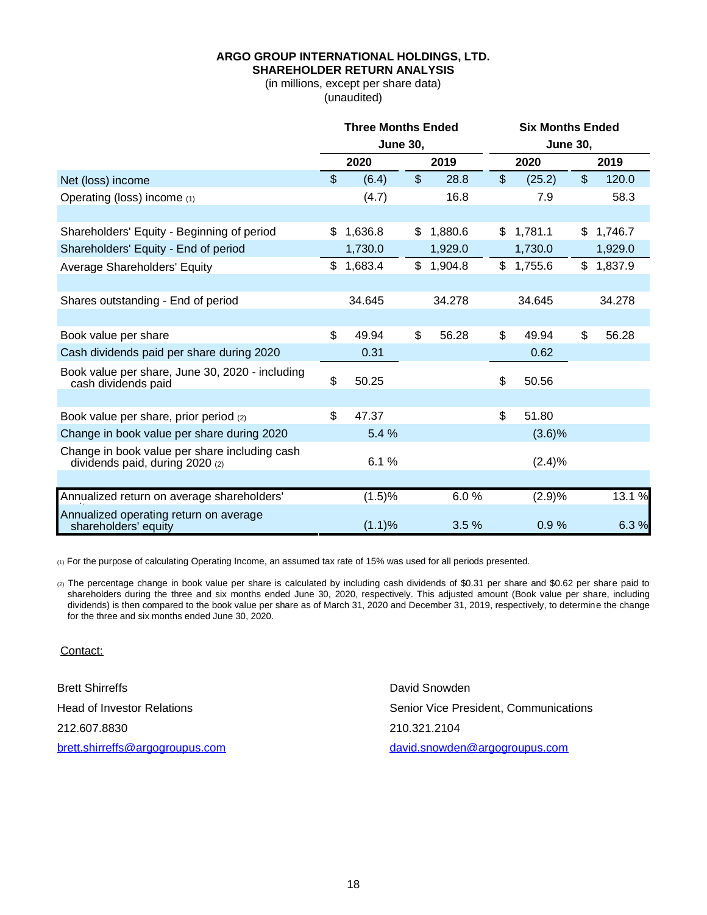**ARGO GROUP INTERNATIONAL HOLDINGS, LTD.**
**SHAREHOLDER RETURN ANALYSIS**
(in millions, except per share data)
(unaudited)

| | Three Months Ended June 30, | | Six Months Ended June 30, | |
|---|---|---|---|---|
| | 2020 | 2019 | 2020 | 2019 |
| Net (loss) income | $ (6.4) | $ 28.8 | $ (25.2) | $ 120.0 |
| Operating (loss) income (1) | (4.7) | 16.8 | 7.9 | 58.3 |
| | | | | |
| Shareholders' Equity - Beginning of period | $ 1,636.8 | $ 1,880.6 | $ 1,781.1 | $ 1,746.7 |
| Shareholders' Equity - End of period | 1,730.0 | 1,929.0 | 1,730.0 | 1,929.0 |
| Average Shareholders' Equity | $ 1,683.4 | $ 1,904.8 | $ 1,755.6 | $ 1,837.9 |
| | | | | |
| Shares outstanding - End of period | 34.645 | 34.278 | 34.645 | 34.278 |
| | | | | |
| Book value per share | $ 49.94 | $ 56.28 | $ 49.94 | $ 56.28 |
| Cash dividends paid per share during 2020 | 0.31 | | 0.62 | |
| Book value per share, June 30, 2020 - including cash dividends paid | $ 50.25 | | $ 50.56 | |
| | | | | |
| Book value per share, prior period (2) | $ 47.37 | | $ 51.80 | |
| Change in book value per share during 2020 | 5.4 % | | (3.6)% | |
| Change in book value per share including cash dividends paid, during 2020 (2) | 6.1 % | | (2.4)% | |
| | | | | |
| Annualized return on average shareholders' equity | (1.5)% | 6.0 % | (2.9)% | 13.1 % |
| Annualized operating return on average shareholders' equity | (1.1)% | 3.5 % | 0.9 % | 6.3 % |

(1) For the purpose of calculating Operating Income, an assumed tax rate of 15% was used for all periods presented.

(2) The percentage change in book value per share is calculated by including cash dividends of $0.31 per share and $0.62 per share paid to shareholders during the three and six months ended June 30, 2020, respectively. This adjusted amount (Book value per share, including dividends) is then compared to the book value per share as of March 31, 2020 and December 31, 2019, respectively, to determine the change for the three and six months ended June 30, 2020.

Contact:

Brett Shirreffs
Head of Investor Relations
212.607.8830
brett.shirreffs@argogroupus.com

David Snowden
Senior Vice President, Communications
210.321.2104
david.snowden@argogroupus.com